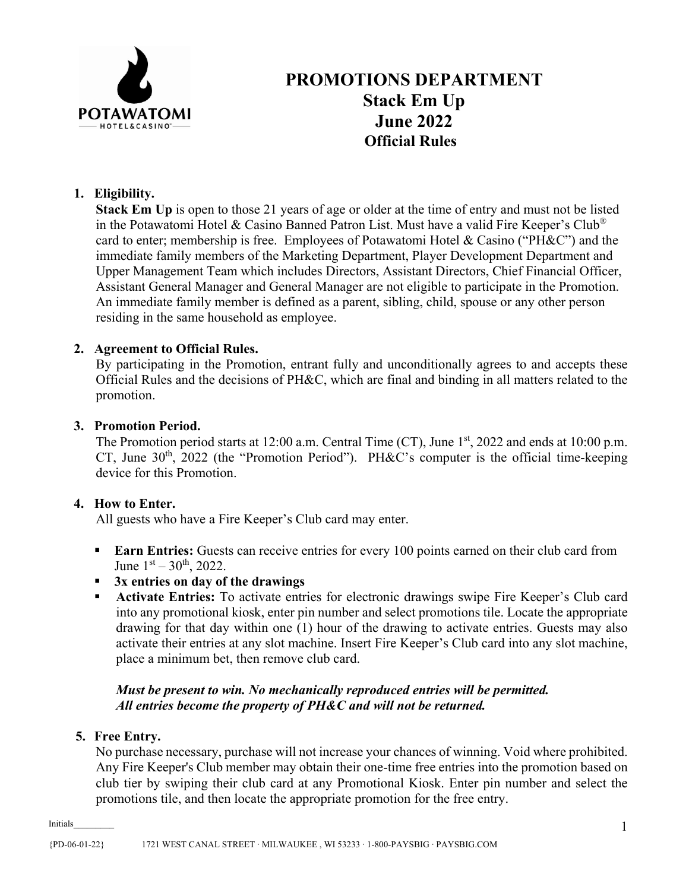# PROMOTIONS DEPARTMENT
# Stack Em Up
# June 2022
## Official Rules

1. **Eligibility.**
   **Stack Em Up** is open to those 21 years of age or older at the time of entry and must not be listed in the Potawatomi Hotel & Casino Banned Patron List. Must have a valid Fire Keeper's Club® card to enter; membership is free. Employees of Potawatomi Hotel & Casino ("PH&C") and the immediate family members of the Marketing Department, Player Development Department and Upper Management Team which includes Directors, Assistant Directors, Chief Financial Officer, Assistant General Manager and General Manager are not eligible to participate in the Promotion. An immediate family member is defined as a parent, sibling, child, spouse or any other person residing in the same household as employee.

2. **Agreement to Official Rules.**
   By participating in the Promotion, entrant fully and unconditionally agrees to and accepts these Official Rules and the decisions of PH&C, which are final and binding in all matters related to the promotion.

3. **Promotion Period.**
   The Promotion period starts at 12:00 a.m. Central Time (CT), June 1st, 2022 and ends at 10:00 p.m. CT, June 30th, 2022 (the "Promotion Period"). PH&C's computer is the official time-keeping device for this Promotion.

4. **How to Enter.**
   All guests who have a Fire Keeper's Club card may enter.

   - **Earn Entries:** Guests can receive entries for every 100 points earned on their club card from June 1st – 30th, 2022.
   - **3x entries on day of the drawings**
   - **Activate Entries:** To activate entries for electronic drawings swipe Fire Keeper's Club card into any promotional kiosk, enter pin number and select promotions tile. Locate the appropriate drawing for that day within one (1) hour of the drawing to activate entries. Guests may also activate their entries at any slot machine. Insert Fire Keeper's Club card into any slot machine, place a minimum bet, then remove club card.

   ***Must be present to win. No mechanically reproduced entries will be permitted.***
   ***All entries become the property of PH&C and will not be returned.***

5. **Free Entry.**
   No purchase necessary, purchase will not increase your chances of winning. Void where prohibited. Any Fire Keeper's Club member may obtain their one-time free entries into the promotion based on club tier by swiping their club card at any Promotional Kiosk. Enter pin number and select the promotions tile, and then locate the appropriate promotion for the free entry.

Initials_________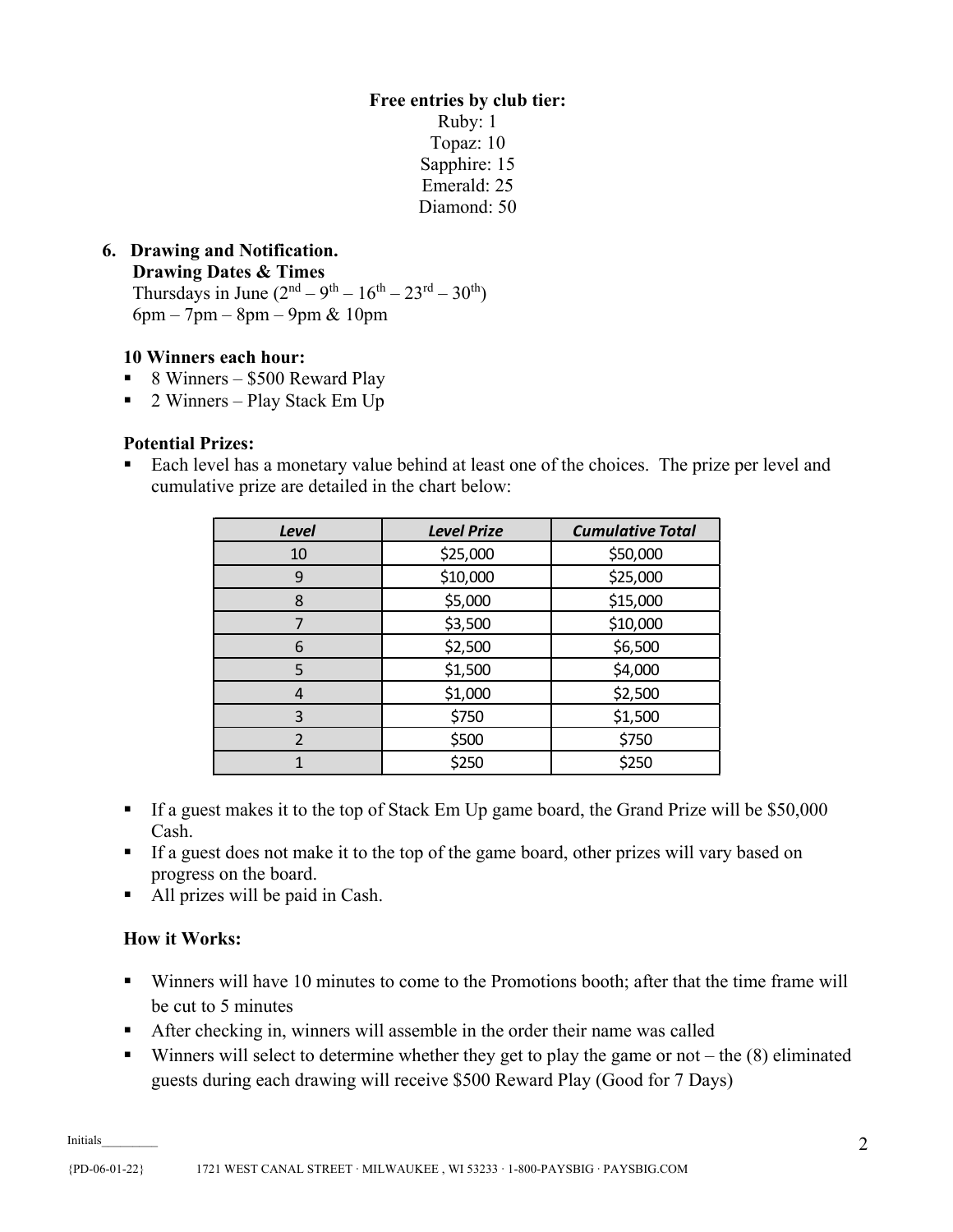**Free entries by club tier:**

Ruby: 1

Topaz: 10

Sapphire: 15

Emerald: 25

Diamond: 50

**6. Drawing and Notification.**

**Drawing Dates & Times**

Thursdays in June (2nd – 9th – 16th – 23rd – 30th)

6pm – 7pm – 8pm – 9pm & 10pm

**10 Winners each hour:**

- 8 Winners – $500 Reward Play
- 2 Winners – Play Stack Em Up

**Potential Prizes:**

- Each level has a monetary value behind at least one of the choices. The prize per level and cumulative prize are detailed in the chart below:

| *Level* | *Level Prize* | *Cumulative Total* |
|---|---|---|
| 10 | $25,000 | $50,000 |
| 9 | $10,000 | $25,000 |
| 8 | $5,000 | $15,000 |
| 7 | $3,500 | $10,000 |
| 6 | $2,500 | $6,500 |
| 5 | $1,500 | $4,000 |
| 4 | $1,000 | $2,500 |
| 3 | $750 | $1,500 |
| 2 | $500 | $750 |
| 1 | $250 | $250 |

- If a guest makes it to the top of Stack Em Up game board, the Grand Prize will be $50,000 Cash.
- If a guest does not make it to the top of the game board, other prizes will vary based on progress on the board.
- All prizes will be paid in Cash.

**How it Works:**

- Winners will have 10 minutes to come to the Promotions booth; after that the time frame will be cut to 5 minutes
- After checking in, winners will assemble in the order their name was called
- Winners will select to determine whether they get to play the game or not – the (8) eliminated guests during each drawing will receive $500 Reward Play (Good for 7 Days)

Initials_________

{PD-06-01-22} 1721 WEST CANAL STREET · MILWAUKEE , WI 53233 · 1-800-PAYSBIG · PAYSBIG.COM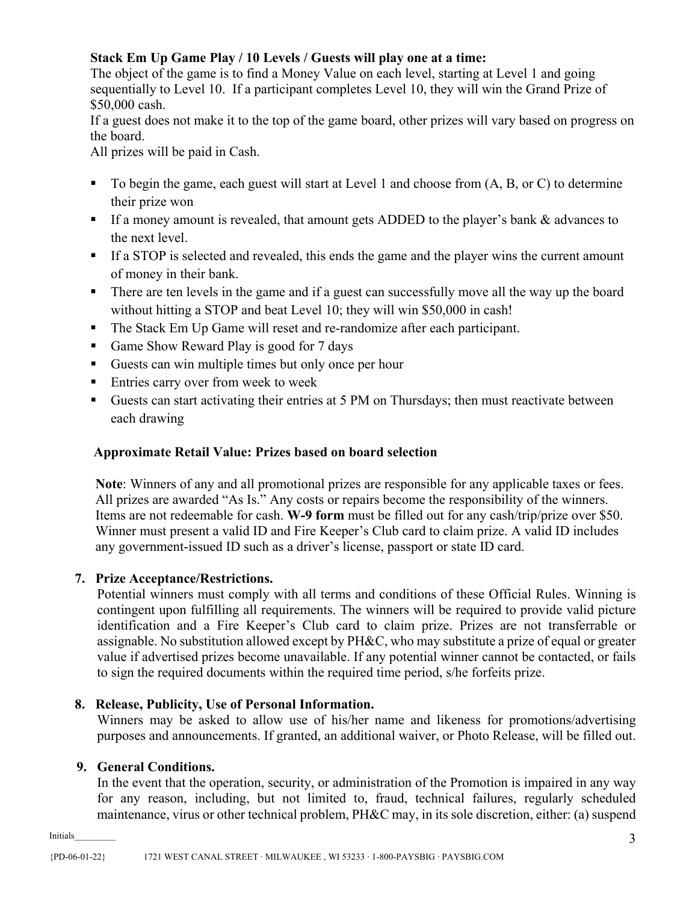**Stack Em Up Game Play / 10 Levels / Guests will play one at a time:**

The object of the game is to find a Money Value on each level, starting at Level 1 and going sequentially to Level 10. If a participant completes Level 10, they will win the Grand Prize of $50,000 cash.

If a guest does not make it to the top of the game board, other prizes will vary based on progress on the board.

All prizes will be paid in Cash.

- To begin the game, each guest will start at Level 1 and choose from (A, B, or C) to determine their prize won
- If a money amount is revealed, that amount gets ADDED to the player's bank & advances to the next level.
- If a STOP is selected and revealed, this ends the game and the player wins the current amount of money in their bank.
- There are ten levels in the game and if a guest can successfully move all the way up the board without hitting a STOP and beat Level 10; they will win $50,000 in cash!
- The Stack Em Up Game will reset and re-randomize after each participant.
- Game Show Reward Play is good for 7 days
- Guests can win multiple times but only once per hour
- Entries carry over from week to week
- Guests can start activating their entries at 5 PM on Thursdays; then must reactivate between each drawing

**Approximate Retail Value: Prizes based on board selection**

**Note**: Winners of any and all promotional prizes are responsible for any applicable taxes or fees. All prizes are awarded "As Is." Any costs or repairs become the responsibility of the winners. Items are not redeemable for cash. **W-9 form** must be filled out for any cash/trip/prize over $50. Winner must present a valid ID and Fire Keeper's Club card to claim prize. A valid ID includes any government-issued ID such as a driver's license, passport or state ID card.

7. **Prize Acceptance/Restrictions.**
   Potential winners must comply with all terms and conditions of these Official Rules. Winning is contingent upon fulfilling all requirements. The winners will be required to provide valid picture identification and a Fire Keeper's Club card to claim prize. Prizes are not transferrable or assignable. No substitution allowed except by PH&C, who may substitute a prize of equal or greater value if advertised prizes become unavailable. If any potential winner cannot be contacted, or fails to sign the required documents within the required time period, s/he forfeits prize.

8. **Release, Publicity, Use of Personal Information.**
   Winners may be asked to allow use of his/her name and likeness for promotions/advertising purposes and announcements. If granted, an additional waiver, or Photo Release, will be filled out.

9. **General Conditions.**
   In the event that the operation, security, or administration of the Promotion is impaired in any way for any reason, including, but not limited to, fraud, technical failures, regularly scheduled maintenance, virus or other technical problem, PH&C may, in its sole discretion, either: (a) suspend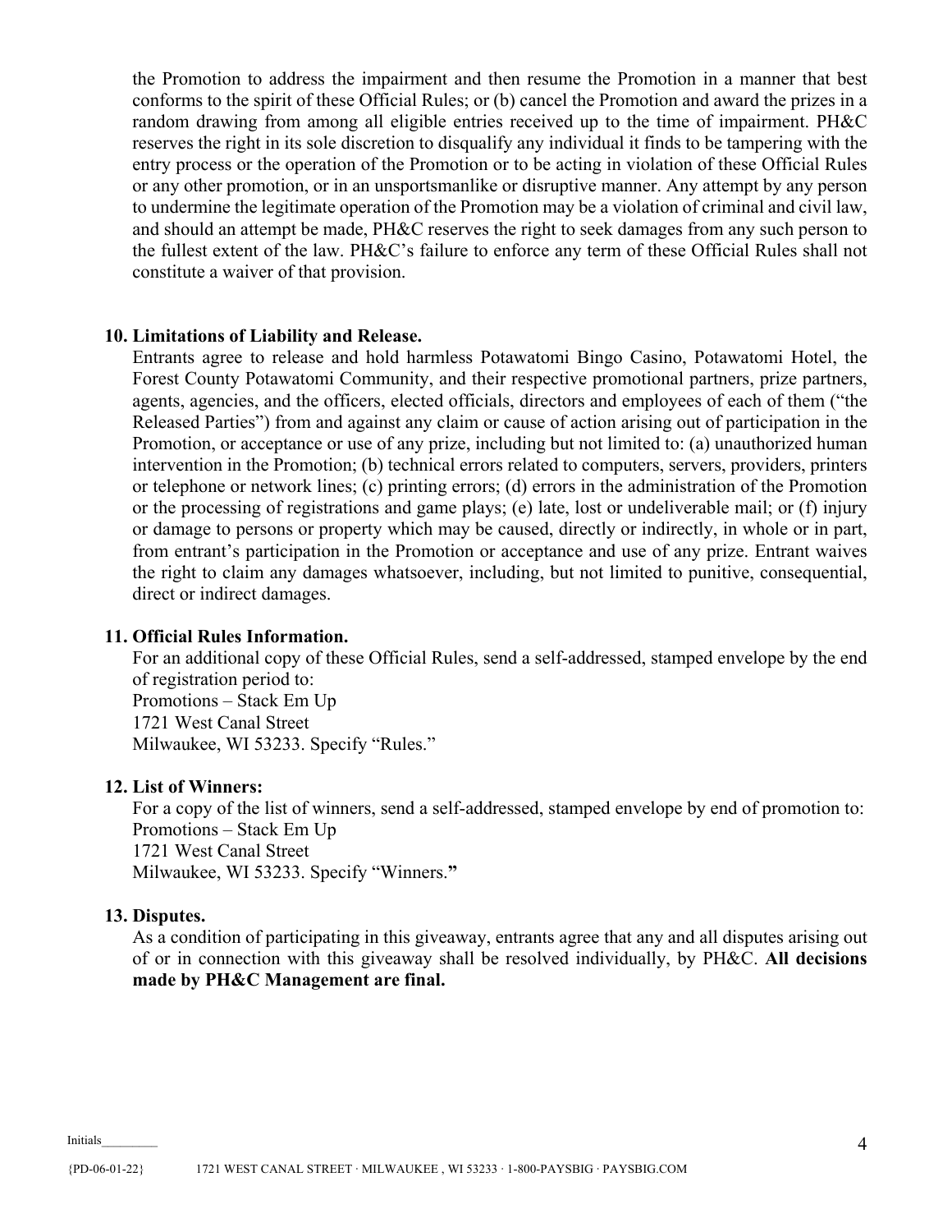the Promotion to address the impairment and then resume the Promotion in a manner that best conforms to the spirit of these Official Rules; or (b) cancel the Promotion and award the prizes in a random drawing from among all eligible entries received up to the time of impairment. PH&C reserves the right in its sole discretion to disqualify any individual it finds to be tampering with the entry process or the operation of the Promotion or to be acting in violation of these Official Rules or any other promotion, or in an unsportsmanlike or disruptive manner. Any attempt by any person to undermine the legitimate operation of the Promotion may be a violation of criminal and civil law, and should an attempt be made, PH&C reserves the right to seek damages from any such person to the fullest extent of the law. PH&C's failure to enforce any term of these Official Rules shall not constitute a waiver of that provision.

**10. Limitations of Liability and Release.**

Entrants agree to release and hold harmless Potawatomi Bingo Casino, Potawatomi Hotel, the Forest County Potawatomi Community, and their respective promotional partners, prize partners, agents, agencies, and the officers, elected officials, directors and employees of each of them ("the Released Parties") from and against any claim or cause of action arising out of participation in the Promotion, or acceptance or use of any prize, including but not limited to: (a) unauthorized human intervention in the Promotion; (b) technical errors related to computers, servers, providers, printers or telephone or network lines; (c) printing errors; (d) errors in the administration of the Promotion or the processing of registrations and game plays; (e) late, lost or undeliverable mail; or (f) injury or damage to persons or property which may be caused, directly or indirectly, in whole or in part, from entrant's participation in the Promotion or acceptance and use of any prize. Entrant waives the right to claim any damages whatsoever, including, but not limited to punitive, consequential, direct or indirect damages.

**11. Official Rules Information.**

For an additional copy of these Official Rules, send a self-addressed, stamped envelope by the end of registration period to:
Promotions – Stack Em Up
1721 West Canal Street
Milwaukee, WI 53233. Specify "Rules."

**12. List of Winners:**

For a copy of the list of winners, send a self-addressed, stamped envelope by end of promotion to:
Promotions – Stack Em Up
1721 West Canal Street
Milwaukee, WI 53233. Specify "Winners."

**13. Disputes.**

As a condition of participating in this giveaway, entrants agree that any and all disputes arising out of or in connection with this giveaway shall be resolved individually, by PH&C. **All decisions made by PH&C Management are final.**

Initials________